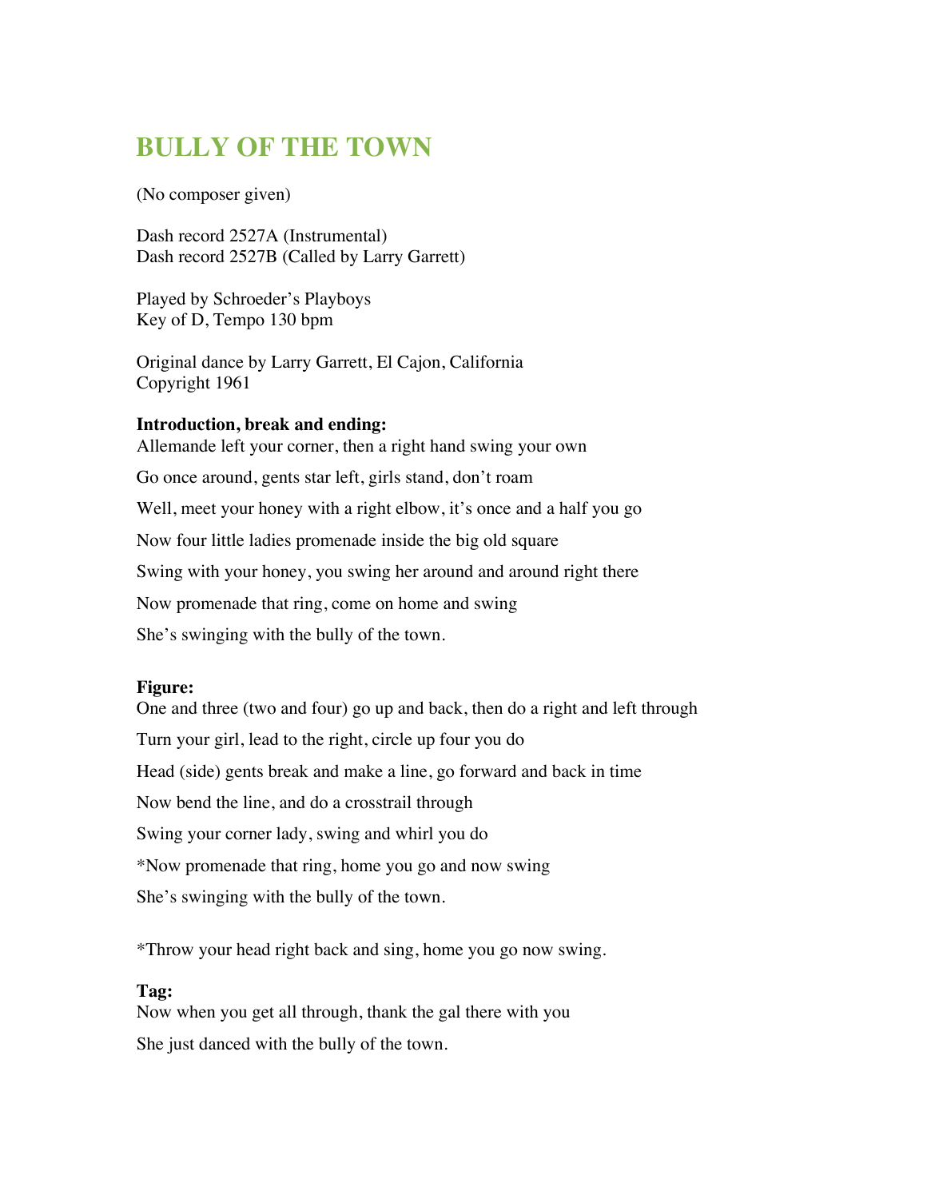# BULLY OF THE TOWN

(No composer given)

Dash record 2527A (Instrumental)
Dash record 2527B (Called by Larry Garrett)

Played by Schroeder's Playboys
Key of D, Tempo 130 bpm

Original dance by Larry Garrett, El Cajon, California
Copyright 1961

**Introduction, break and ending:**

Allemande left your corner, then a right hand swing your own

Go once around, gents star left, girls stand, don't roam

Well, meet your honey with a right elbow, it's once and a half you go

Now four little ladies promenade inside the big old square

Swing with your honey, you swing her around and around right there

Now promenade that ring, come on home and swing

She's swinging with the bully of the town.

**Figure:**

One and three (two and four) go up and back, then do a right and left through

Turn your girl, lead to the right, circle up four you do

Head (side) gents break and make a line, go forward and back in time

Now bend the line, and do a crosstrail through

Swing your corner lady, swing and whirl you do

*Now promenade that ring, home you go and now swing

She's swinging with the bully of the town.

*Throw your head right back and sing, home you go now swing.

**Tag:**

Now when you get all through, thank the gal there with you

She just danced with the bully of the town.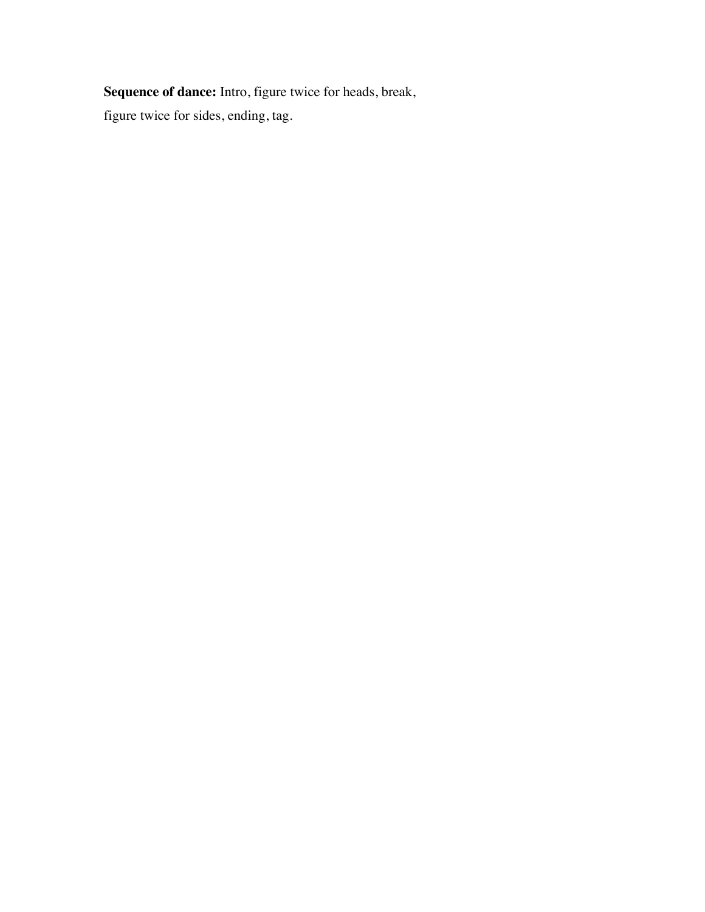**Sequence of dance:** Intro, figure twice for heads, break, figure twice for sides, ending, tag.